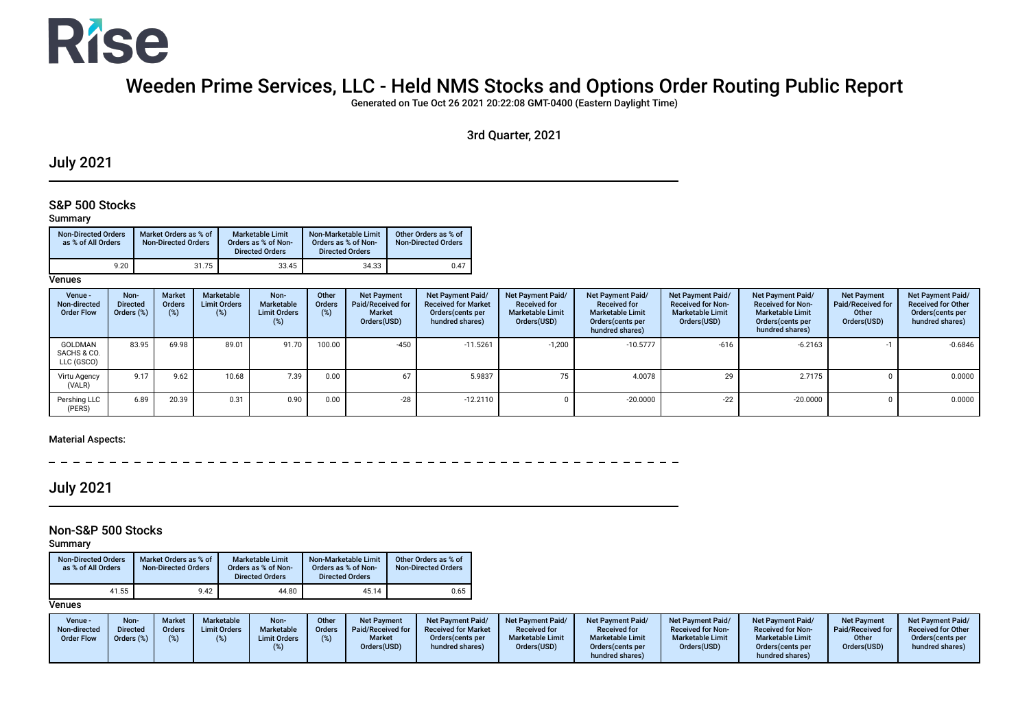# Rise

# Weeden Prime Services, LLC - Held NMS Stocks and Options Order Routing Public Report

**Generated on Tue Oct 26 2021 20:22:08 GMT-0400 (Eastern Daylight Time)**

3rd Quarter, 2021

## July 2021

### S&P 500 Stocks

**Summary**

| Non-Directed Orders as % of All Orders | Market Orders as % of Non-Directed Orders | Marketable Limit Orders as % of Non-Directed Orders | Non-Marketable Limit Orders as % of Non-Directed Orders | Other Orders as % of Non-Directed Orders |
|---|---|---|---|---|
| 9.20 | 31.75 | 33.45 | 34.33 | 0.47 |

**Venues**

| Venue - Non-directed Order Flow | Non-Directed Orders (%) | Market Orders (%) | Marketable Limit Orders (%) | Non-Marketable Limit Orders (%) | Other Orders (%) | Net Payment Paid/Received for Market Orders(USD) | Net Payment Paid/ Received for Market Orders(cents per hundred shares) | Net Payment Paid/ Received for Marketable Limit Orders(USD) | Net Payment Paid/ Received for Marketable Limit Orders(cents per hundred shares) | Net Payment Paid/ Received for Non-Marketable Limit Orders(USD) | Net Payment Paid/ Received for Non-Marketable Limit Orders(cents per hundred shares) | Net Payment Paid/Received for Other Orders(USD) | Net Payment Paid/ Received for Other Orders(cents per hundred shares) |
|---|---|---|---|---|---|---|---|---|---|---|---|---|---|
| GOLDMAN SACHS & CO. LLC (GSCO) | 83.95 | 69.98 | 89.01 | 91.70 | 100.00 | -450 | -11.5261 | -1,200 | -10.5777 | -616 | -6.2163 | -1 | -0.6846 |
| Virtu Agency (VALR) | 9.17 | 9.62 | 10.68 | 7.39 | 0.00 | 67 | 5.9837 | 75 | 4.0078 | 29 | 2.7175 | 0 | 0.0000 |
| Pershing LLC (PERS) | 6.89 | 20.39 | 0.31 | 0.90 | 0.00 | -28 | -12.2110 | 0 | -20.0000 | -22 | -20.0000 | 0 | 0.0000 |

**Material Aspects:**

## July 2021

### Non-S&P 500 Stocks

**Summary**

| Non-Directed Orders as % of All Orders | Market Orders as % of Non-Directed Orders | Marketable Limit Orders as % of Non-Directed Orders | Non-Marketable Limit Orders as % of Non-Directed Orders | Other Orders as % of Non-Directed Orders |
|---|---|---|---|---|
| 41.55 | 9.42 | 44.80 | 45.14 | 0.65 |

**Venues**

| Venue - Non-directed Order Flow | Non-Directed Orders (%) | Market Orders (%) | Marketable Limit Orders (%) | Non-Marketable Limit Orders (%) | Other Orders (%) | Net Payment Paid/Received for Market Orders(USD) | Net Payment Paid/ Received for Market Orders(cents per hundred shares) | Net Payment Paid/ Received for Marketable Limit Orders(USD) | Net Payment Paid/ Received for Marketable Limit Orders(cents per hundred shares) | Net Payment Paid/ Received for Non-Marketable Limit Orders(USD) | Net Payment Paid/ Received for Non-Marketable Limit Orders(cents per hundred shares) | Net Payment Paid/Received for Other Orders(USD) | Net Payment Paid/ Received for Other Orders(cents per hundred shares) |
|---|---|---|---|---|---|---|---|---|---|---|---|---|---|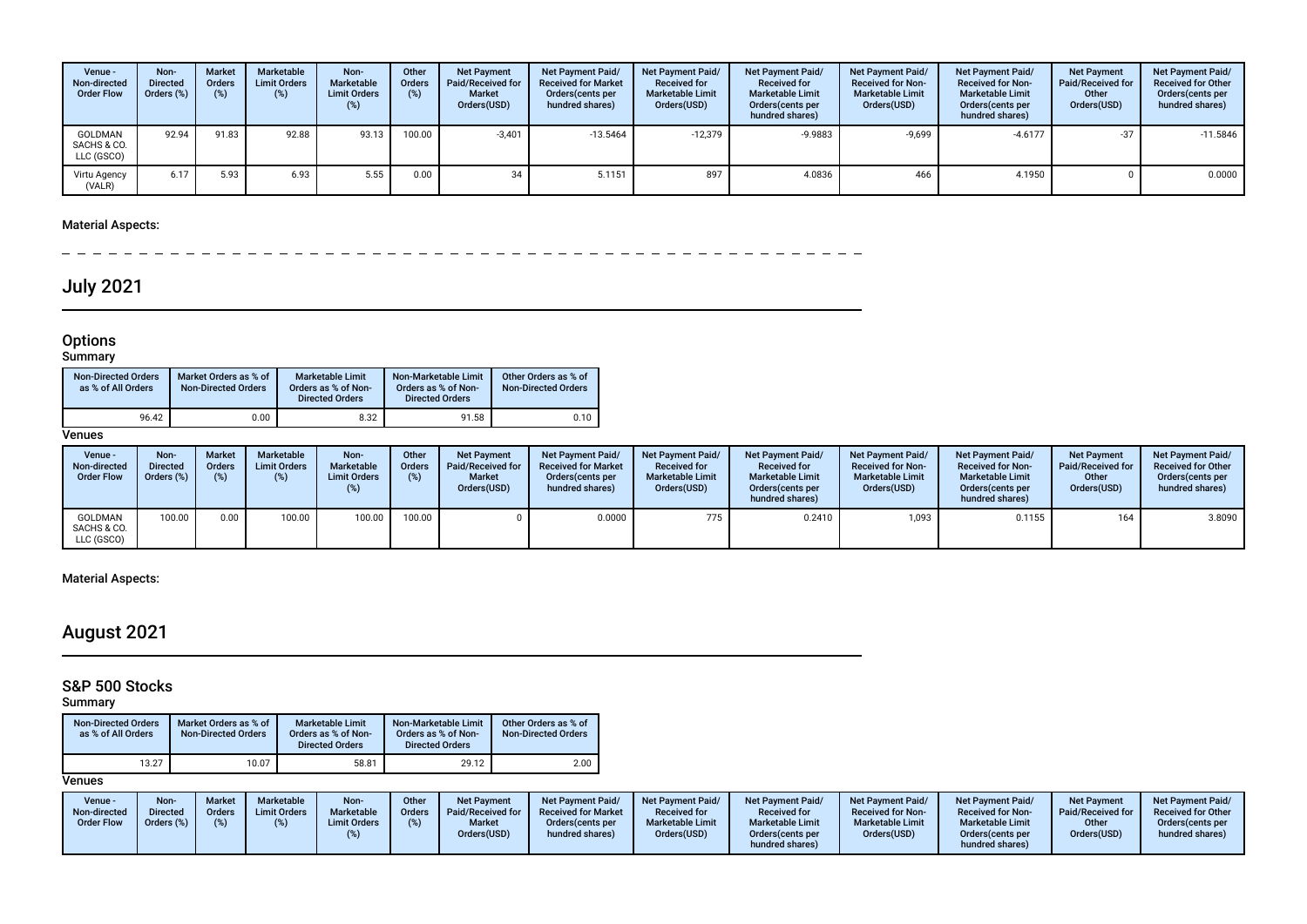| Venue - Non-directed Order Flow | Non-Directed Orders (%) | Market Orders (%) | Marketable Limit Orders (%) | Non-Marketable Limit Orders (%) | Other Orders (%) | Net Payment Paid/Received for Market Orders(USD) | Net Payment Paid/ Received for Market Orders(cents per hundred shares) | Net Payment Paid/ Received for Marketable Limit Orders(USD) | Net Payment Paid/ Received for Marketable Limit Orders(cents per hundred shares) | Net Payment Paid/ Received for Non-Marketable Limit Orders(USD) | Net Payment Paid/ Received for Non-Marketable Limit Orders(cents per hundred shares) | Net Payment Paid/Received for Other Orders(USD) | Net Payment Paid/ Received for Other Orders(cents per hundred shares) |
|---|---|---|---|---|---|---|---|---|---|---|---|---|---|
| GOLDMAN SACHS & CO. LLC (GSCO) | 92.94 | 91.83 | 92.88 | 93.13 | 100.00 | -3,401 | -13.5464 | -12,379 | -9.9883 | -9,699 | -4.6177 | -37 | -11.5846 |
| Virtu Agency (VALR) | 6.17 | 5.93 | 6.93 | 5.55 | 0.00 | 34 | 5.1151 | 897 | 4.0836 | 466 | 4.1950 | 0 | 0.0000 |

**Material Aspects:**

# July 2021

## Options

### Summary

| Non-Directed Orders as % of All Orders | Market Orders as % of Non-Directed Orders | Marketable Limit Orders as % of Non-Directed Orders | Non-Marketable Limit Orders as % of Non-Directed Orders | Other Orders as % of Non-Directed Orders |
|---|---|---|---|---|
| 96.42 | 0.00 | 8.32 | 91.58 | 0.10 |

### Venues

| Venue - Non-directed Order Flow | Non-Directed Orders (%) | Market Orders (%) | Marketable Limit Orders (%) | Non-Marketable Limit Orders (%) | Other Orders (%) | Net Payment Paid/Received for Market Orders(USD) | Net Payment Paid/ Received for Market Orders(cents per hundred shares) | Net Payment Paid/ Received for Marketable Limit Orders(USD) | Net Payment Paid/ Received for Marketable Limit Orders(cents per hundred shares) | Net Payment Paid/ Received for Non-Marketable Limit Orders(USD) | Net Payment Paid/ Received for Non-Marketable Limit Orders(cents per hundred shares) | Net Payment Paid/Received for Other Orders(USD) | Net Payment Paid/ Received for Other Orders(cents per hundred shares) |
|---|---|---|---|---|---|---|---|---|---|---|---|---|---|
| GOLDMAN SACHS & CO. LLC (GSCO) | 100.00 | 0.00 | 100.00 | 100.00 | 100.00 | 0 | 0.0000 | 775 | 0.2410 | 1,093 | 0.1155 | 164 | 3.8090 |

**Material Aspects:**

# August 2021

## S&P 500 Stocks

### Summary

| Non-Directed Orders as % of All Orders | Market Orders as % of Non-Directed Orders | Marketable Limit Orders as % of Non-Directed Orders | Non-Marketable Limit Orders as % of Non-Directed Orders | Other Orders as % of Non-Directed Orders |
|---|---|---|---|---|
| 13.27 | 10.07 | 58.81 | 29.12 | 2.00 |

### Venues

| Venue - Non-directed Order Flow | Non-Directed Orders (%) | Market Orders (%) | Marketable Limit Orders (%) | Non-Marketable Limit Orders (%) | Other Orders (%) | Net Payment Paid/Received for Market Orders(USD) | Net Payment Paid/ Received for Market Orders(cents per hundred shares) | Net Payment Paid/ Received for Marketable Limit Orders(USD) | Net Payment Paid/ Received for Marketable Limit Orders(cents per hundred shares) | Net Payment Paid/ Received for Non-Marketable Limit Orders(USD) | Net Payment Paid/ Received for Non-Marketable Limit Orders(cents per hundred shares) | Net Payment Paid/Received for Other Orders(USD) | Net Payment Paid/ Received for Other Orders(cents per hundred shares) |
|---|---|---|---|---|---|---|---|---|---|---|---|---|---|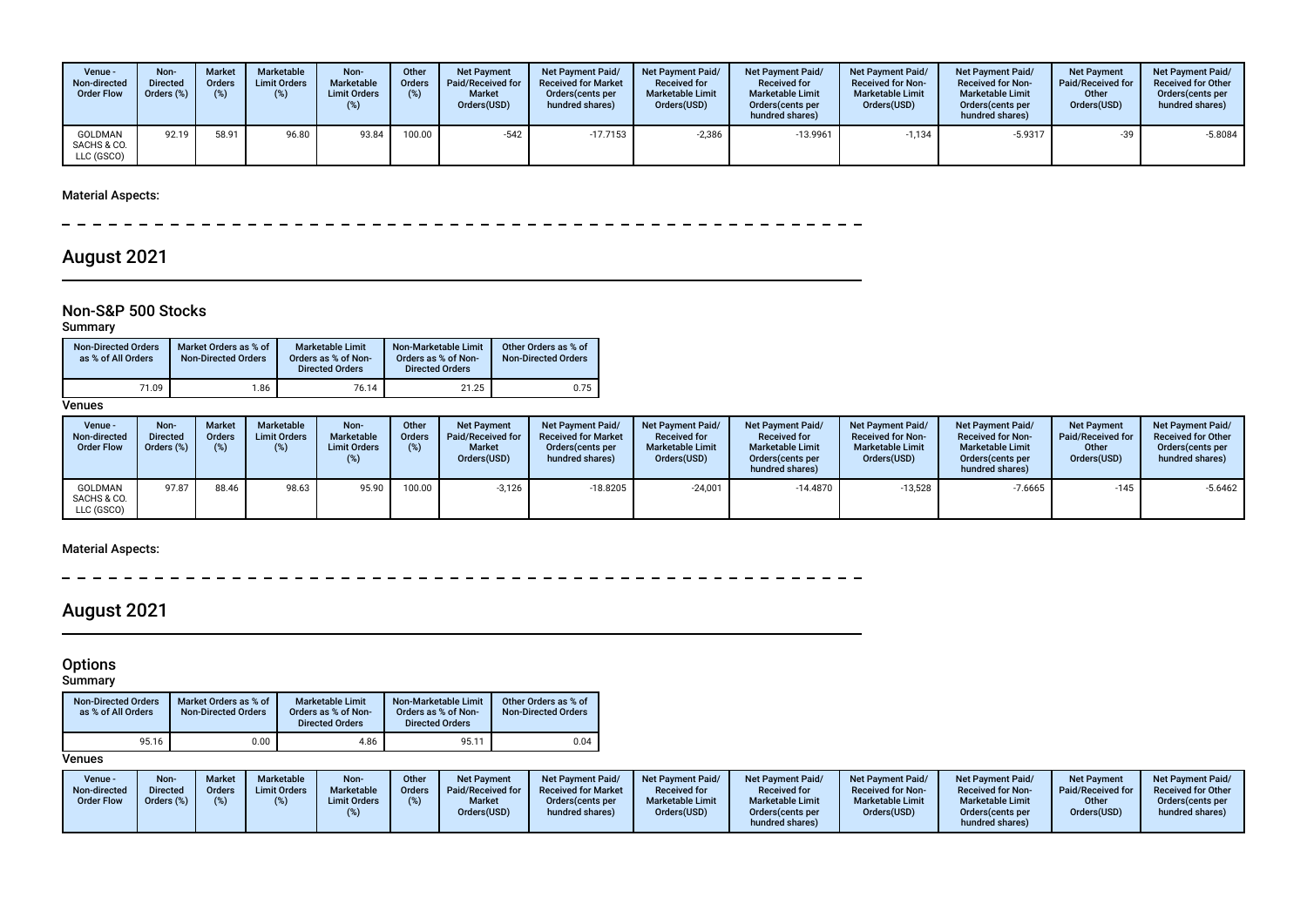| Venue - Non-directed Order Flow | Non-Directed Orders (%) | Market Orders (%) | Marketable Limit Orders (%) | Non-Marketable Limit Orders (%) | Other Orders (%) | Net Payment Paid/Received for Market Orders(USD) | Net Payment Paid/ Received for Market Orders(cents per hundred shares) | Net Payment Paid/ Received for Marketable Limit Orders(USD) | Net Payment Paid/ Received for Marketable Limit Orders(cents per hundred shares) | Net Payment Paid/ Received for Non-Marketable Limit Orders(USD) | Net Payment Paid/ Received for Non-Marketable Limit Orders(cents per hundred shares) | Net Payment Paid/Received for Other Orders(USD) | Net Payment Paid/ Received for Other Orders(cents per hundred shares) |
|---|---|---|---|---|---|---|---|---|---|---|---|---|---|
| GOLDMAN SACHS & CO. LLC (GSCO) | 92.19 | 58.91 | 96.80 | 93.84 | 100.00 | -542 | -17.7153 | -2,386 | -13.9961 | -1,134 | -5.9317 | -39 | -5.8084 |

**Material Aspects:**

# August 2021

## Non-S&P 500 Stocks

### Summary

| Non-Directed Orders as % of All Orders | Market Orders as % of Non-Directed Orders | Marketable Limit Orders as % of Non-Directed Orders | Non-Marketable Limit Orders as % of Non-Directed Orders | Other Orders as % of Non-Directed Orders |
|---|---|---|---|---|
| 71.09 | 1.86 | 76.14 | 21.25 | 0.75 |

### Venues

| Venue - Non-directed Order Flow | Non-Directed Orders (%) | Market Orders (%) | Marketable Limit Orders (%) | Non-Marketable Limit Orders (%) | Other Orders (%) | Net Payment Paid/Received for Market Orders(USD) | Net Payment Paid/ Received for Market Orders(cents per hundred shares) | Net Payment Paid/ Received for Marketable Limit Orders(USD) | Net Payment Paid/ Received for Marketable Limit Orders(cents per hundred shares) | Net Payment Paid/ Received for Non-Marketable Limit Orders(USD) | Net Payment Paid/ Received for Non-Marketable Limit Orders(cents per hundred shares) | Net Payment Paid/Received for Other Orders(USD) | Net Payment Paid/ Received for Other Orders(cents per hundred shares) |
|---|---|---|---|---|---|---|---|---|---|---|---|---|---|
| GOLDMAN SACHS & CO. LLC (GSCO) | 97.87 | 88.46 | 98.63 | 95.90 | 100.00 | -3,126 | -18.8205 | -24,001 | -14.4870 | -13,528 | -7.6665 | -145 | -5.6462 |

**Material Aspects:**

# August 2021

## Options

### Summary

| Non-Directed Orders as % of All Orders | Market Orders as % of Non-Directed Orders | Marketable Limit Orders as % of Non-Directed Orders | Non-Marketable Limit Orders as % of Non-Directed Orders | Other Orders as % of Non-Directed Orders |
|---|---|---|---|---|
| 95.16 | 0.00 | 4.86 | 95.11 | 0.04 |

### Venues

| Venue - Non-directed Order Flow | Non-Directed Orders (%) | Market Orders (%) | Marketable Limit Orders (%) | Non-Marketable Limit Orders (%) | Other Orders (%) | Net Payment Paid/Received for Market Orders(USD) | Net Payment Paid/ Received for Market Orders(cents per hundred shares) | Net Payment Paid/ Received for Marketable Limit Orders(USD) | Net Payment Paid/ Received for Marketable Limit Orders(cents per hundred shares) | Net Payment Paid/ Received for Non-Marketable Limit Orders(USD) | Net Payment Paid/ Received for Non-Marketable Limit Orders(cents per hundred shares) | Net Payment Paid/Received for Other Orders(USD) | Net Payment Paid/ Received for Other Orders(cents per hundred shares) |
|---|---|---|---|---|---|---|---|---|---|---|---|---|---|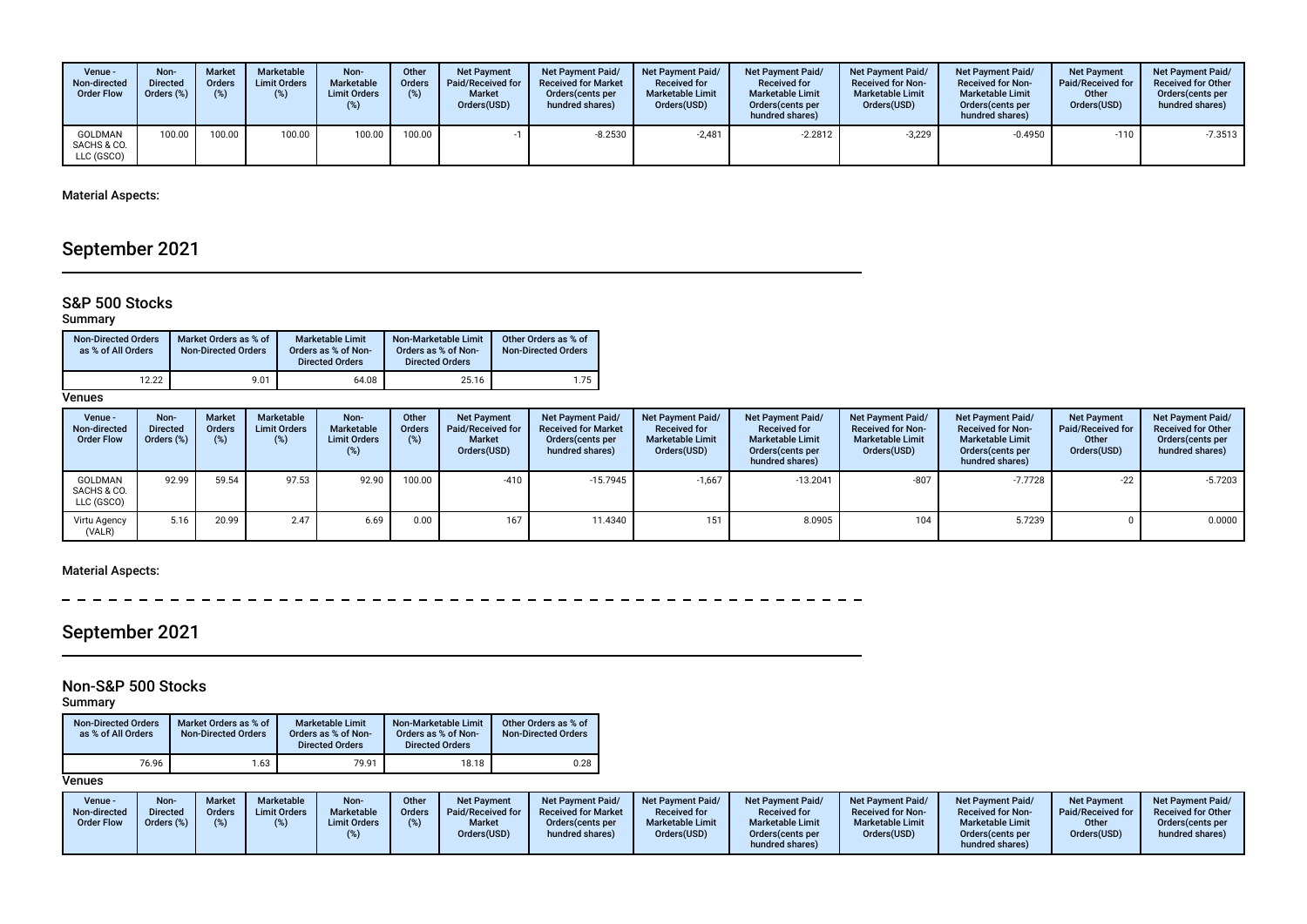| Venue - Non-directed Order Flow | Non-Directed Orders (%) | Market Orders (%) | Marketable Limit Orders (%) | Non-Marketable Limit Orders (%) | Other Orders (%) | Net Payment Paid/Received for Market Orders(USD) | Net Payment Paid/ Received for Market Orders(cents per hundred shares) | Net Payment Paid/ Received for Marketable Limit Orders(USD) | Net Payment Paid/ Received for Marketable Limit Orders(cents per hundred shares) | Net Payment Paid/ Received for Non-Marketable Limit Orders(USD) | Net Payment Paid/ Received for Non-Marketable Limit Orders(cents per hundred shares) | Net Payment Paid/Received for Other Orders(USD) | Net Payment Paid/ Received for Other Orders(cents per hundred shares) |
|---|---|---|---|---|---|---|---|---|---|---|---|---|---|
| GOLDMAN SACHS & CO. LLC (GSCO) | 100.00 | 100.00 | 100.00 | 100.00 | 100.00 | -1 | -8.2530 | -2,481 | -2.2812 | -3,229 | -0.4950 | -110 | -7.3513 |

**Material Aspects:**

# September 2021

## S&P 500 Stocks

### Summary

| Non-Directed Orders as % of All Orders | Market Orders as % of Non-Directed Orders | Marketable Limit Orders as % of Non-Directed Orders | Non-Marketable Limit Orders as % of Non-Directed Orders | Other Orders as % of Non-Directed Orders |
|---|---|---|---|---|
| 12.22 | 9.01 | 64.08 | 25.16 | 1.75 |

### Venues

| Venue - Non-directed Order Flow | Non-Directed Orders (%) | Market Orders (%) | Marketable Limit Orders (%) | Non-Marketable Limit Orders (%) | Other Orders (%) | Net Payment Paid/Received for Market Orders(USD) | Net Payment Paid/ Received for Market Orders(cents per hundred shares) | Net Payment Paid/ Received for Marketable Limit Orders(USD) | Net Payment Paid/ Received for Marketable Limit Orders(cents per hundred shares) | Net Payment Paid/ Received for Non-Marketable Limit Orders(USD) | Net Payment Paid/ Received for Non-Marketable Limit Orders(cents per hundred shares) | Net Payment Paid/Received for Other Orders(USD) | Net Payment Paid/ Received for Other Orders(cents per hundred shares) |
|---|---|---|---|---|---|---|---|---|---|---|---|---|---|
| GOLDMAN SACHS & CO. LLC (GSCO) | 92.99 | 59.54 | 97.53 | 92.90 | 100.00 | -410 | -15.7945 | -1,667 | -13.2041 | -807 | -7.7728 | -22 | -5.7203 |
| Virtu Agency (VALR) | 5.16 | 20.99 | 2.47 | 6.69 | 0.00 | 167 | 11.4340 | 151 | 8.0905 | 104 | 5.7239 | 0 | 0.0000 |

**Material Aspects:**

# September 2021

## Non-S&P 500 Stocks

### Summary

| Non-Directed Orders as % of All Orders | Market Orders as % of Non-Directed Orders | Marketable Limit Orders as % of Non-Directed Orders | Non-Marketable Limit Orders as % of Non-Directed Orders | Other Orders as % of Non-Directed Orders |
|---|---|---|---|---|
| 76.96 | 1.63 | 79.91 | 18.18 | 0.28 |

### Venues

| Venue - Non-directed Order Flow | Non-Directed Orders (%) | Market Orders (%) | Marketable Limit Orders (%) | Non-Marketable Limit Orders (%) | Other Orders (%) | Net Payment Paid/Received for Market Orders(USD) | Net Payment Paid/ Received for Market Orders(cents per hundred shares) | Net Payment Paid/ Received for Marketable Limit Orders(USD) | Net Payment Paid/ Received for Marketable Limit Orders(cents per hundred shares) | Net Payment Paid/ Received for Non-Marketable Limit Orders(USD) | Net Payment Paid/ Received for Non-Marketable Limit Orders(cents per hundred shares) | Net Payment Paid/Received for Other Orders(USD) | Net Payment Paid/ Received for Other Orders(cents per hundred shares) |
|---|---|---|---|---|---|---|---|---|---|---|---|---|---|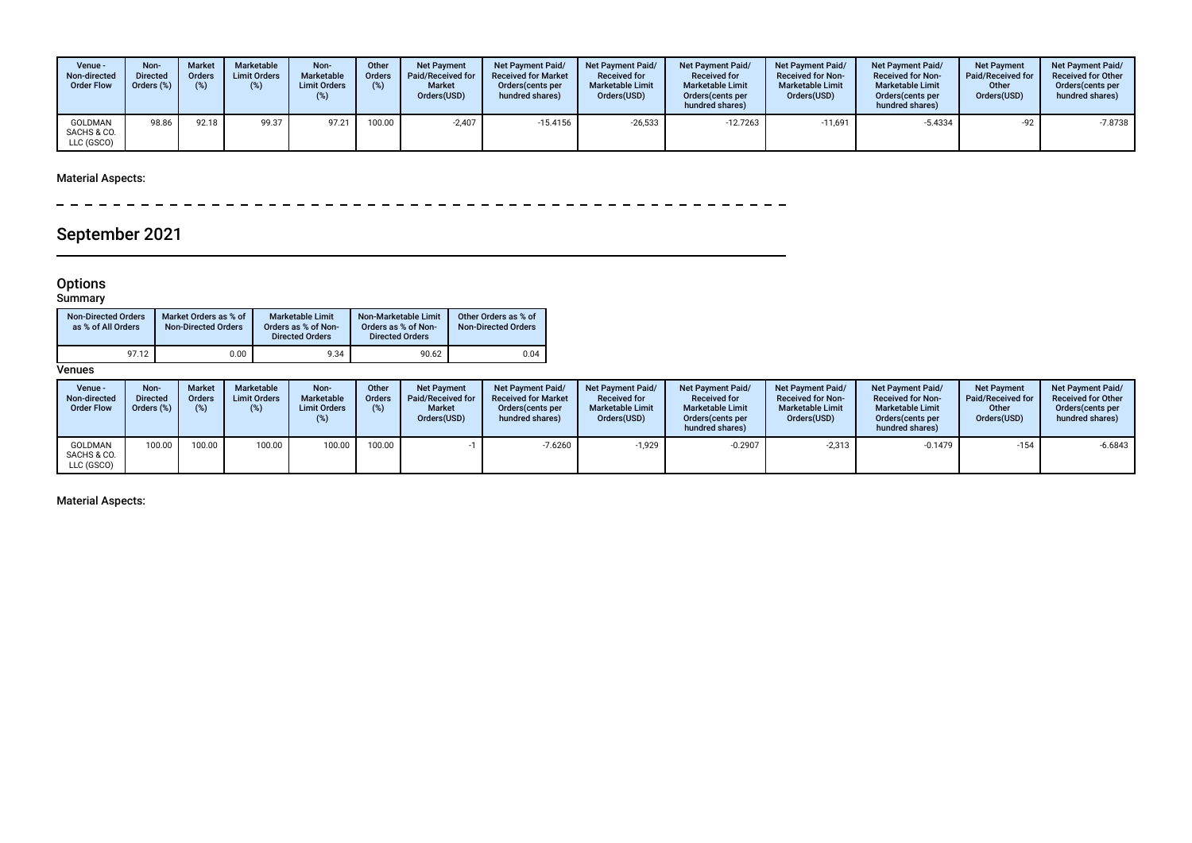| Venue - Non-directed Order Flow | Non-Directed Orders (%) | Market Orders (%) | Marketable Limit Orders (%) | Non-Marketable Limit Orders (%) | Other Orders (%) | Net Payment Paid/Received for Market Orders(USD) | Net Payment Paid/ Received for Market Orders(cents per hundred shares) | Net Payment Paid/ Received for Marketable Limit Orders(USD) | Net Payment Paid/ Received for Marketable Limit Orders(cents per hundred shares) | Net Payment Paid/ Received for Non-Marketable Limit Orders(USD) | Net Payment Paid/ Received for Non-Marketable Limit Orders(cents per hundred shares) | Net Payment Paid/Received for Other Orders(USD) | Net Payment Paid/ Received for Other Orders(cents per hundred shares) |
|---|---|---|---|---|---|---|---|---|---|---|---|---|---|
| GOLDMAN SACHS & CO. LLC (GSCO) | 98.86 | 92.18 | 99.37 | 97.21 | 100.00 | -2,407 | -15.4156 | -26,533 | -12.7263 | -11,691 | -5.4334 | -92 | -7.8738 |

**Material Aspects:**

## September 2021

### Options

**Summary**

| Non-Directed Orders as % of All Orders | Market Orders as % of Non-Directed Orders | Marketable Limit Orders as % of Non-Directed Orders | Non-Marketable Limit Orders as % of Non-Directed Orders | Other Orders as % of Non-Directed Orders |
|---|---|---|---|---|
| 97.12 | 0.00 | 9.34 | 90.62 | 0.04 |

**Venues**

| Venue - Non-directed Order Flow | Non-Directed Orders (%) | Market Orders (%) | Marketable Limit Orders (%) | Non-Marketable Limit Orders (%) | Other Orders (%) | Net Payment Paid/Received for Market Orders(USD) | Net Payment Paid/ Received for Market Orders(cents per hundred shares) | Net Payment Paid/ Received for Marketable Limit Orders(USD) | Net Payment Paid/ Received for Marketable Limit Orders(cents per hundred shares) | Net Payment Paid/ Received for Non-Marketable Limit Orders(USD) | Net Payment Paid/ Received for Non-Marketable Limit Orders(cents per hundred shares) | Net Payment Paid/Received for Other Orders(USD) | Net Payment Paid/ Received for Other Orders(cents per hundred shares) |
|---|---|---|---|---|---|---|---|---|---|---|---|---|---|
| GOLDMAN SACHS & CO. LLC (GSCO) | 100.00 | 100.00 | 100.00 | 100.00 | 100.00 | -1 | -7.6260 | -1,929 | -0.2907 | -2,313 | -0.1479 | -154 | -6.6843 |

**Material Aspects:**